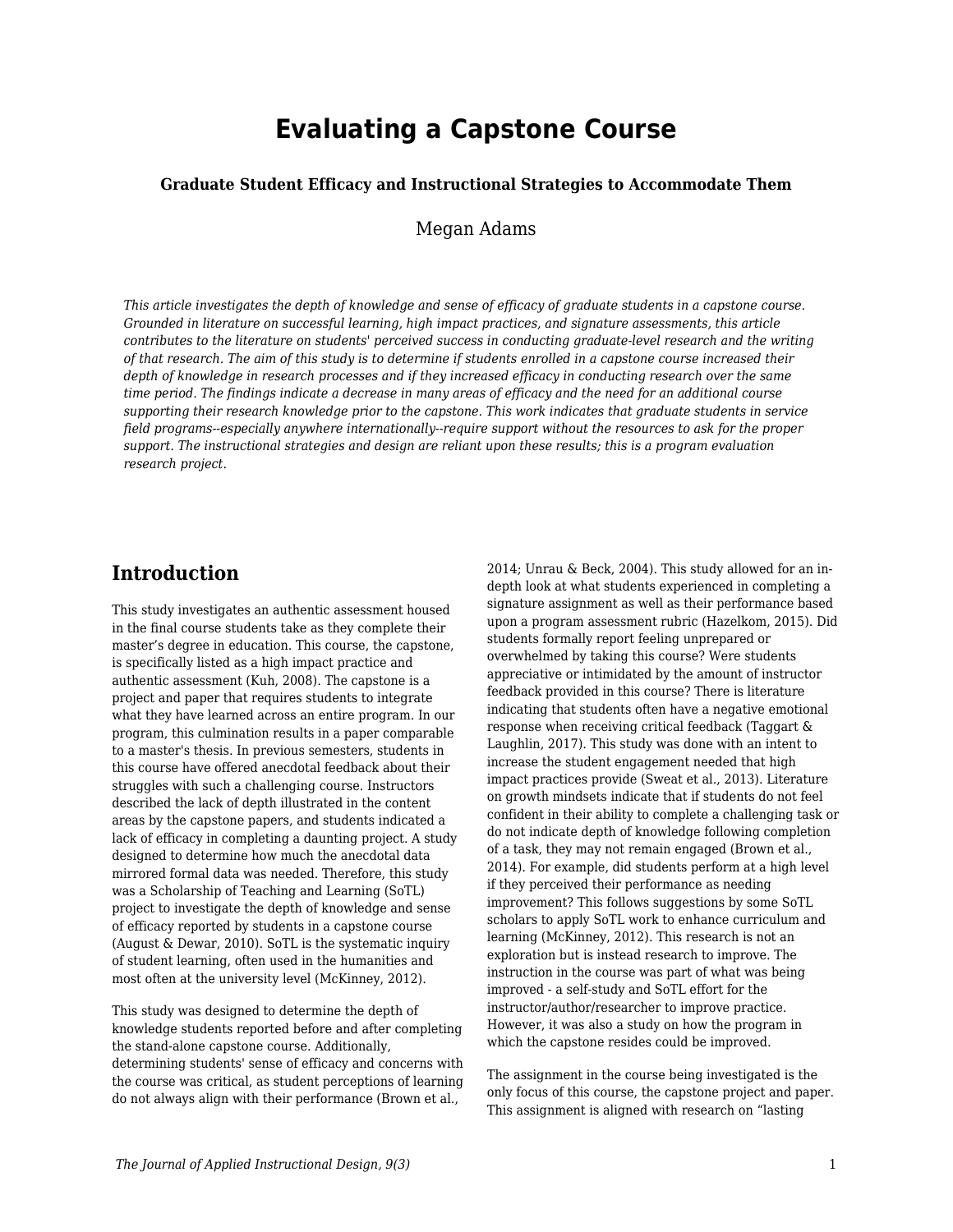# Evaluating a Capstone Course

### Graduate Student Efficacy and Instructional Strategies to Accommodate Them

Megan Adams

*This article investigates the depth of knowledge and sense of efficacy of graduate students in a capstone course. Grounded in literature on successful learning, high impact practices, and signature assessments, this article contributes to the literature on students' perceived success in conducting graduate-level research and the writing of that research. The aim of this study is to determine if students enrolled in a capstone course increased their depth of knowledge in research processes and if they increased efficacy in conducting research over the same time period. The findings indicate a decrease in many areas of efficacy and the need for an additional course supporting their research knowledge prior to the capstone. This work indicates that graduate students in service field programs--especially anywhere internationally--require support without the resources to ask for the proper support. The instructional strategies and design are reliant upon these results; this is a program evaluation research project.*

## Introduction

This study investigates an authentic assessment housed in the final course students take as they complete their master's degree in education. This course, the capstone, is specifically listed as a high impact practice and authentic assessment (Kuh, 2008). The capstone is a project and paper that requires students to integrate what they have learned across an entire program. In our program, this culmination results in a paper comparable to a master's thesis. In previous semesters, students in this course have offered anecdotal feedback about their struggles with such a challenging course. Instructors described the lack of depth illustrated in the content areas by the capstone papers, and students indicated a lack of efficacy in completing a daunting project. A study designed to determine how much the anecdotal data mirrored formal data was needed. Therefore, this study was a Scholarship of Teaching and Learning (SoTL) project to investigate the depth of knowledge and sense of efficacy reported by students in a capstone course (August & Dewar, 2010). SoTL is the systematic inquiry of student learning, often used in the humanities and most often at the university level (McKinney, 2012).

This study was designed to determine the depth of knowledge students reported before and after completing the stand-alone capstone course. Additionally, determining students' sense of efficacy and concerns with the course was critical, as student perceptions of learning do not always align with their performance (Brown et al., 2014; Unrau & Beck, 2004). This study allowed for an in-depth look at what students experienced in completing a signature assignment as well as their performance based upon a program assessment rubric (Hazelkom, 2015). Did students formally report feeling unprepared or overwhelmed by taking this course? Were students appreciative or intimidated by the amount of instructor feedback provided in this course? There is literature indicating that students often have a negative emotional response when receiving critical feedback (Taggart & Laughlin, 2017). This study was done with an intent to increase the student engagement needed that high impact practices provide (Sweat et al., 2013). Literature on growth mindsets indicate that if students do not feel confident in their ability to complete a challenging task or do not indicate depth of knowledge following completion of a task, they may not remain engaged (Brown et al., 2014). For example, did students perform at a high level if they perceived their performance as needing improvement? This follows suggestions by some SoTL scholars to apply SoTL work to enhance curriculum and learning (McKinney, 2012). This research is not an exploration but is instead research to improve. The instruction in the course was part of what was being improved - a self-study and SoTL effort for the instructor/author/researcher to improve practice. However, it was also a study on how the program in which the capstone resides could be improved.

The assignment in the course being investigated is the only focus of this course, the capstone project and paper. This assignment is aligned with research on "lasting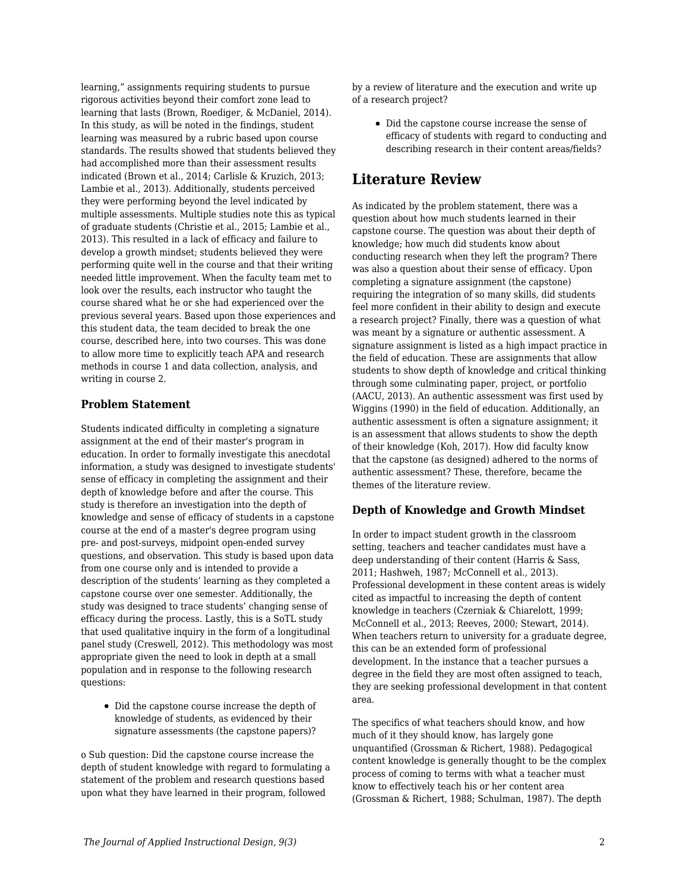learning," assignments requiring students to pursue rigorous activities beyond their comfort zone lead to learning that lasts (Brown, Roediger, & McDaniel, 2014). In this study, as will be noted in the findings, student learning was measured by a rubric based upon course standards. The results showed that students believed they had accomplished more than their assessment results indicated (Brown et al., 2014; Carlisle & Kruzich, 2013; Lambie et al., 2013). Additionally, students perceived they were performing beyond the level indicated by multiple assessments. Multiple studies note this as typical of graduate students (Christie et al., 2015; Lambie et al., 2013). This resulted in a lack of efficacy and failure to develop a growth mindset; students believed they were performing quite well in the course and that their writing needed little improvement. When the faculty team met to look over the results, each instructor who taught the course shared what he or she had experienced over the previous several years. Based upon those experiences and this student data, the team decided to break the one course, described here, into two courses. This was done to allow more time to explicitly teach APA and research methods in course 1 and data collection, analysis, and writing in course 2.

### Problem Statement

Students indicated difficulty in completing a signature assignment at the end of their master's program in education. In order to formally investigate this anecdotal information, a study was designed to investigate students' sense of efficacy in completing the assignment and their depth of knowledge before and after the course. This study is therefore an investigation into the depth of knowledge and sense of efficacy of students in a capstone course at the end of a master's degree program using pre- and post-surveys, midpoint open-ended survey questions, and observation. This study is based upon data from one course only and is intended to provide a description of the students' learning as they completed a capstone course over one semester. Additionally, the study was designed to trace students' changing sense of efficacy during the process. Lastly, this is a SoTL study that used qualitative inquiry in the form of a longitudinal panel study (Creswell, 2012). This methodology was most appropriate given the need to look in depth at a small population and in response to the following research questions:

- Did the capstone course increase the depth of knowledge of students, as evidenced by their signature assessments (the capstone papers)?

o Sub question: Did the capstone course increase the depth of student knowledge with regard to formulating a statement of the problem and research questions based upon what they have learned in their program, followed by a review of literature and the execution and write up of a research project?

- Did the capstone course increase the sense of efficacy of students with regard to conducting and describing research in their content areas/fields?

## Literature Review

As indicated by the problem statement, there was a question about how much students learned in their capstone course. The question was about their depth of knowledge; how much did students know about conducting research when they left the program? There was also a question about their sense of efficacy. Upon completing a signature assignment (the capstone) requiring the integration of so many skills, did students feel more confident in their ability to design and execute a research project? Finally, there was a question of what was meant by a signature or authentic assessment. A signature assignment is listed as a high impact practice in the field of education. These are assignments that allow students to show depth of knowledge and critical thinking through some culminating paper, project, or portfolio (AACU, 2013). An authentic assessment was first used by Wiggins (1990) in the field of education. Additionally, an authentic assessment is often a signature assignment; it is an assessment that allows students to show the depth of their knowledge (Koh, 2017). How did faculty know that the capstone (as designed) adhered to the norms of authentic assessment? These, therefore, became the themes of the literature review.

### Depth of Knowledge and Growth Mindset

In order to impact student growth in the classroom setting, teachers and teacher candidates must have a deep understanding of their content (Harris & Sass, 2011; Hashweh, 1987; McConnell et al., 2013). Professional development in these content areas is widely cited as impactful to increasing the depth of content knowledge in teachers (Czerniak & Chiarelott, 1999; McConnell et al., 2013; Reeves, 2000; Stewart, 2014). When teachers return to university for a graduate degree, this can be an extended form of professional development. In the instance that a teacher pursues a degree in the field they are most often assigned to teach, they are seeking professional development in that content area.

The specifics of what teachers should know, and how much of it they should know, has largely gone unquantified (Grossman & Richert, 1988). Pedagogical content knowledge is generally thought to be the complex process of coming to terms with what a teacher must know to effectively teach his or her content area (Grossman & Richert, 1988; Schulman, 1987). The depth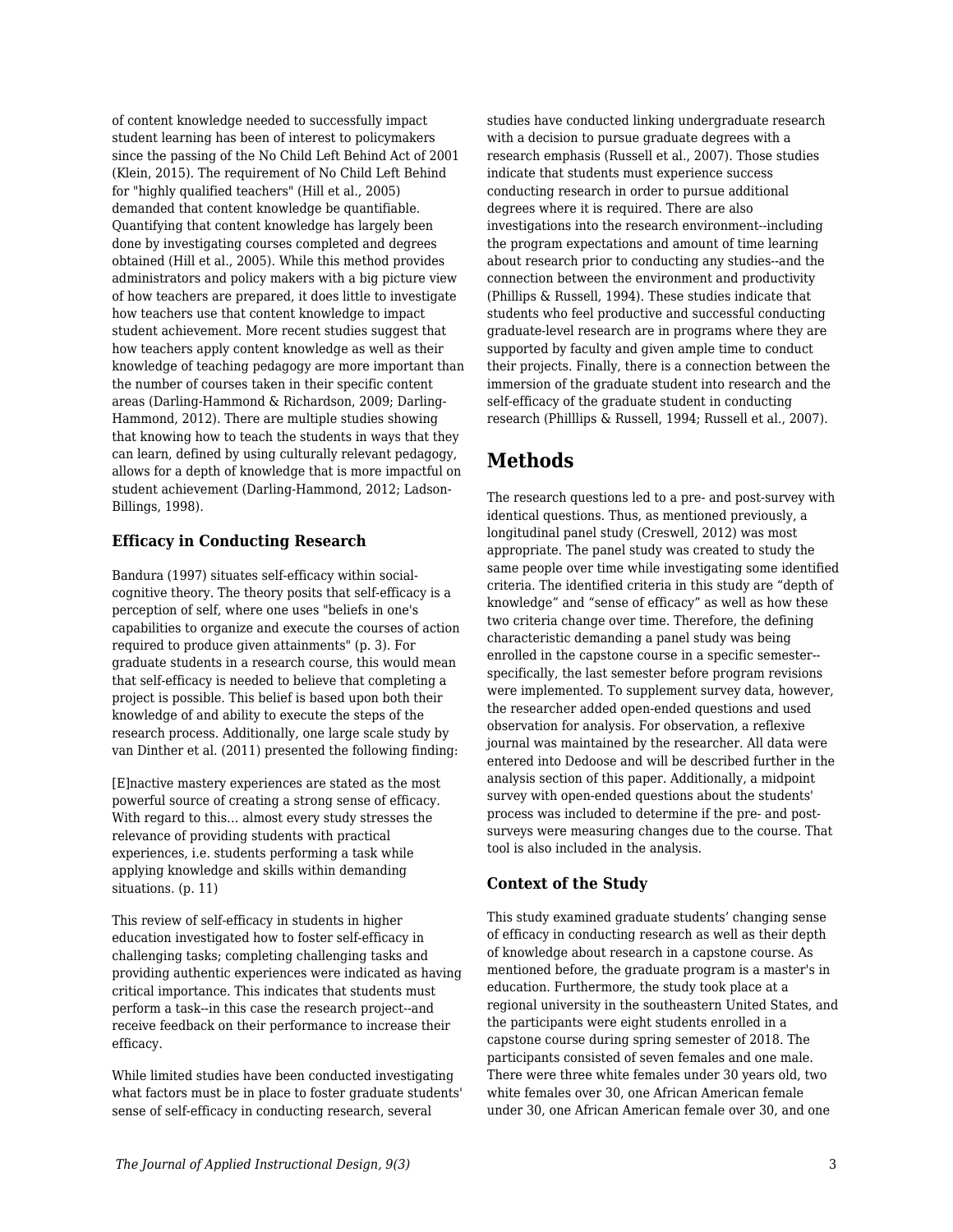of content knowledge needed to successfully impact student learning has been of interest to policymakers since the passing of the No Child Left Behind Act of 2001 (Klein, 2015). The requirement of No Child Left Behind for "highly qualified teachers" (Hill et al., 2005) demanded that content knowledge be quantifiable. Quantifying that content knowledge has largely been done by investigating courses completed and degrees obtained (Hill et al., 2005). While this method provides administrators and policy makers with a big picture view of how teachers are prepared, it does little to investigate how teachers use that content knowledge to impact student achievement. More recent studies suggest that how teachers apply content knowledge as well as their knowledge of teaching pedagogy are more important than the number of courses taken in their specific content areas (Darling-Hammond & Richardson, 2009; Darling-Hammond, 2012). There are multiple studies showing that knowing how to teach the students in ways that they can learn, defined by using culturally relevant pedagogy, allows for a depth of knowledge that is more impactful on student achievement (Darling-Hammond, 2012; Ladson-Billings, 1998).

### Efficacy in Conducting Research

Bandura (1997) situates self-efficacy within social-cognitive theory. The theory posits that self-efficacy is a perception of self, where one uses "beliefs in one's capabilities to organize and execute the courses of action required to produce given attainments" (p. 3). For graduate students in a research course, this would mean that self-efficacy is needed to believe that completing a project is possible. This belief is based upon both their knowledge of and ability to execute the steps of the research process. Additionally, one large scale study by van Dinther et al. (2011) presented the following finding:

[E]nactive mastery experiences are stated as the most powerful source of creating a strong sense of efficacy. With regard to this… almost every study stresses the relevance of providing students with practical experiences, i.e. students performing a task while applying knowledge and skills within demanding situations. (p. 11)

This review of self-efficacy in students in higher education investigated how to foster self-efficacy in challenging tasks; completing challenging tasks and providing authentic experiences were indicated as having critical importance. This indicates that students must perform a task--in this case the research project--and receive feedback on their performance to increase their efficacy.

While limited studies have been conducted investigating what factors must be in place to foster graduate students' sense of self-efficacy in conducting research, several studies have conducted linking undergraduate research with a decision to pursue graduate degrees with a research emphasis (Russell et al., 2007). Those studies indicate that students must experience success conducting research in order to pursue additional degrees where it is required. There are also investigations into the research environment--including the program expectations and amount of time learning about research prior to conducting any studies--and the connection between the environment and productivity (Phillips & Russell, 1994). These studies indicate that students who feel productive and successful conducting graduate-level research are in programs where they are supported by faculty and given ample time to conduct their projects. Finally, there is a connection between the immersion of the graduate student into research and the self-efficacy of the graduate student in conducting research (Philllips & Russell, 1994; Russell et al., 2007).

## Methods

The research questions led to a pre- and post-survey with identical questions. Thus, as mentioned previously, a longitudinal panel study (Creswell, 2012) was most appropriate. The panel study was created to study the same people over time while investigating some identified criteria. The identified criteria in this study are "depth of knowledge" and "sense of efficacy" as well as how these two criteria change over time. Therefore, the defining characteristic demanding a panel study was being enrolled in the capstone course in a specific semester--specifically, the last semester before program revisions were implemented. To supplement survey data, however, the researcher added open-ended questions and used observation for analysis. For observation, a reflexive journal was maintained by the researcher. All data were entered into Dedoose and will be described further in the analysis section of this paper. Additionally, a midpoint survey with open-ended questions about the students' process was included to determine if the pre- and post-surveys were measuring changes due to the course. That tool is also included in the analysis.

### Context of the Study

This study examined graduate students' changing sense of efficacy in conducting research as well as their depth of knowledge about research in a capstone course. As mentioned before, the graduate program is a master's in education. Furthermore, the study took place at a regional university in the southeastern United States, and the participants were eight students enrolled in a capstone course during spring semester of 2018. The participants consisted of seven females and one male. There were three white females under 30 years old, two white females over 30, one African American female under 30, one African American female over 30, and one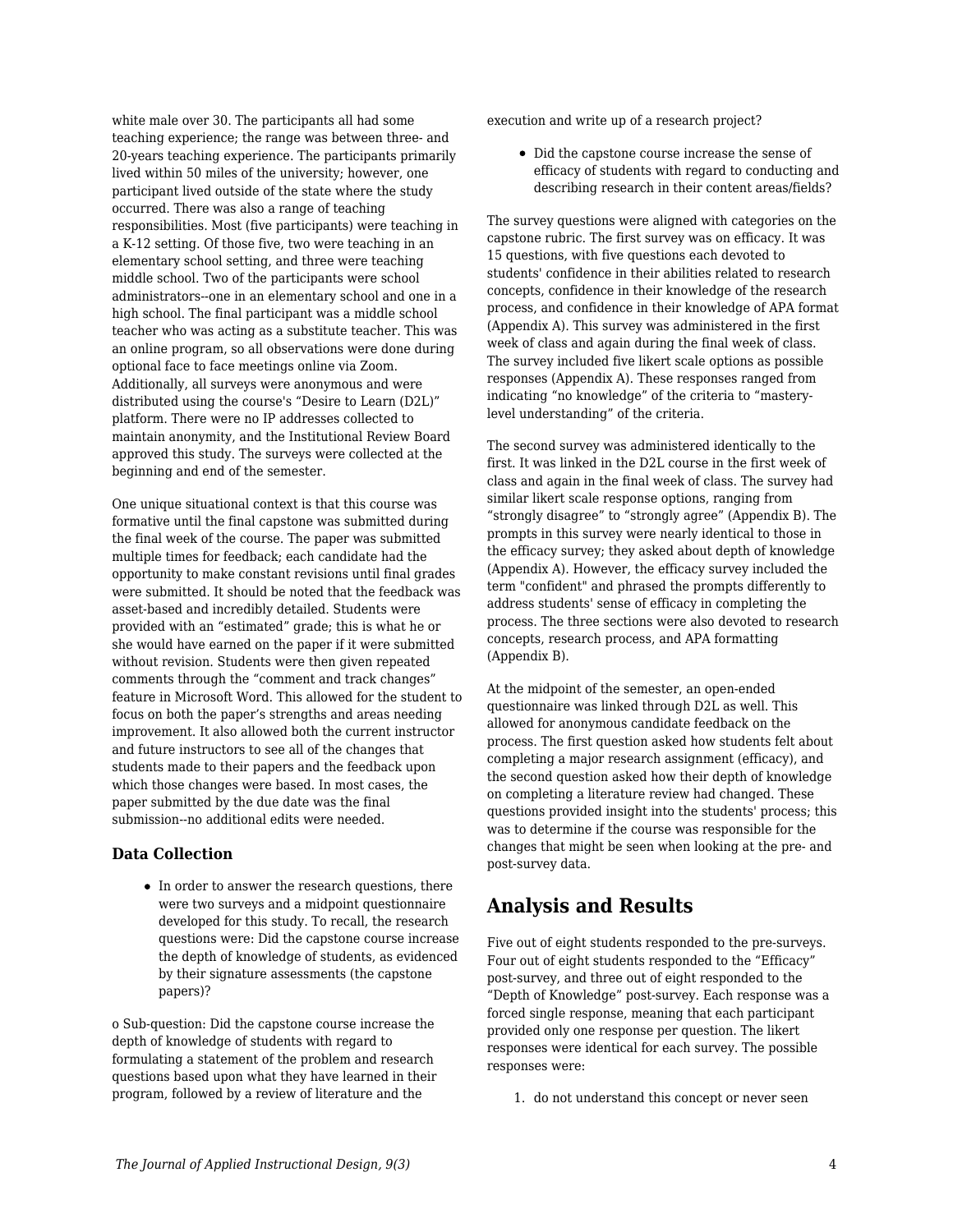white male over 30. The participants all had some teaching experience; the range was between three- and 20-years teaching experience. The participants primarily lived within 50 miles of the university; however, one participant lived outside of the state where the study occurred. There was also a range of teaching responsibilities. Most (five participants) were teaching in a K-12 setting. Of those five, two were teaching in an elementary school setting, and three were teaching middle school. Two of the participants were school administrators--one in an elementary school and one in a high school. The final participant was a middle school teacher who was acting as a substitute teacher. This was an online program, so all observations were done during optional face to face meetings online via Zoom. Additionally, all surveys were anonymous and were distributed using the course's "Desire to Learn (D2L)" platform. There were no IP addresses collected to maintain anonymity, and the Institutional Review Board approved this study. The surveys were collected at the beginning and end of the semester.

One unique situational context is that this course was formative until the final capstone was submitted during the final week of the course. The paper was submitted multiple times for feedback; each candidate had the opportunity to make constant revisions until final grades were submitted. It should be noted that the feedback was asset-based and incredibly detailed. Students were provided with an "estimated" grade; this is what he or she would have earned on the paper if it were submitted without revision. Students were then given repeated comments through the "comment and track changes" feature in Microsoft Word. This allowed for the student to focus on both the paper's strengths and areas needing improvement. It also allowed both the current instructor and future instructors to see all of the changes that students made to their papers and the feedback upon which those changes were based. In most cases, the paper submitted by the due date was the final submission--no additional edits were needed.

### Data Collection

- In order to answer the research questions, there were two surveys and a midpoint questionnaire developed for this study. To recall, the research questions were: Did the capstone course increase the depth of knowledge of students, as evidenced by their signature assessments (the capstone papers)?

o Sub-question: Did the capstone course increase the depth of knowledge of students with regard to formulating a statement of the problem and research questions based upon what they have learned in their program, followed by a review of literature and the execution and write up of a research project?

- Did the capstone course increase the sense of efficacy of students with regard to conducting and describing research in their content areas/fields?

The survey questions were aligned with categories on the capstone rubric. The first survey was on efficacy. It was 15 questions, with five questions each devoted to students' confidence in their abilities related to research concepts, confidence in their knowledge of the research process, and confidence in their knowledge of APA format (Appendix A). This survey was administered in the first week of class and again during the final week of class. The survey included five likert scale options as possible responses (Appendix A). These responses ranged from indicating "no knowledge" of the criteria to "mastery-level understanding" of the criteria.

The second survey was administered identically to the first. It was linked in the D2L course in the first week of class and again in the final week of class. The survey had similar likert scale response options, ranging from "strongly disagree" to "strongly agree" (Appendix B). The prompts in this survey were nearly identical to those in the efficacy survey; they asked about depth of knowledge (Appendix A). However, the efficacy survey included the term "confident" and phrased the prompts differently to address students' sense of efficacy in completing the process. The three sections were also devoted to research concepts, research process, and APA formatting (Appendix B).

At the midpoint of the semester, an open-ended questionnaire was linked through D2L as well. This allowed for anonymous candidate feedback on the process. The first question asked how students felt about completing a major research assignment (efficacy), and the second question asked how their depth of knowledge on completing a literature review had changed. These questions provided insight into the students' process; this was to determine if the course was responsible for the changes that might be seen when looking at the pre- and post-survey data.

## Analysis and Results

Five out of eight students responded to the pre-surveys. Four out of eight students responded to the "Efficacy" post-survey, and three out of eight responded to the "Depth of Knowledge" post-survey. Each response was a forced single response, meaning that each participant provided only one response per question. The likert responses were identical for each survey. The possible responses were:

1. do not understand this concept or never seen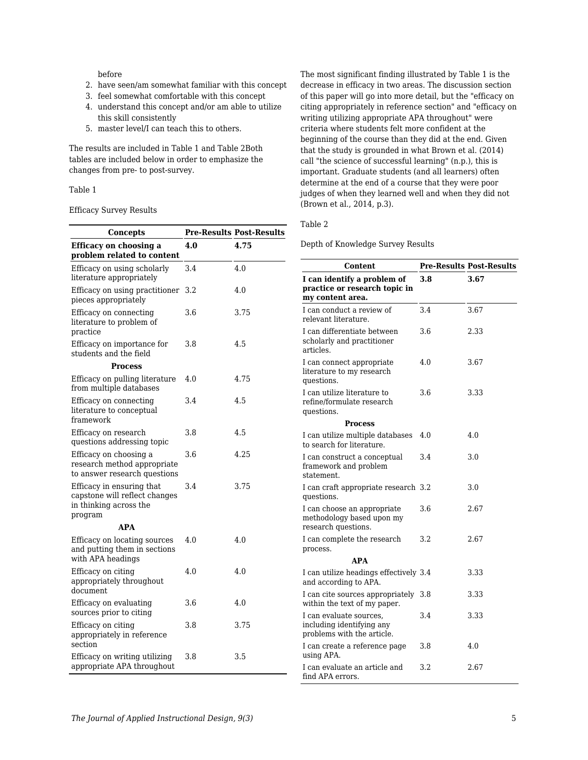before

2. have seen/am somewhat familiar with this concept
3. feel somewhat comfortable with this concept
4. understand this concept and/or am able to utilize this skill consistently
5. master level/I can teach this to others.

The results are included in Table 1 and Table 2Both tables are included below in order to emphasize the changes from pre- to post-survey.

Table 1

Efficacy Survey Results

| Concepts | Pre-Results | Post-Results |
|---|---|---|
| **Efficacy on choosing a problem related to content** | **4.0** | **4.75** |
| Efficacy on using scholarly literature appropriately | 3.4 | 4.0 |
| Efficacy on using practitioner pieces appropriately | 3.2 | 4.0 |
| Efficacy on connecting literature to problem of practice | 3.6 | 3.75 |
| Efficacy on importance for students and the field | 3.8 | 4.5 |
| **Process** | | |
| Efficacy on pulling literature from multiple databases | 4.0 | 4.75 |
| Efficacy on connecting literature to conceptual framework | 3.4 | 4.5 |
| Efficacy on research questions addressing topic | 3.8 | 4.5 |
| Efficacy on choosing a research method appropriate to answer research questions | 3.6 | 4.25 |
| Efficacy in ensuring that capstone will reflect changes in thinking across the program | 3.4 | 3.75 |
| **APA** | | |
| Efficacy on locating sources and putting them in sections with APA headings | 4.0 | 4.0 |
| Efficacy on citing appropriately throughout document | 4.0 | 4.0 |
| Efficacy on evaluating sources prior to citing | 3.6 | 4.0 |
| Efficacy on citing appropriately in reference section | 3.8 | 3.75 |
| Efficacy on writing utilizing appropriate APA throughout | 3.8 | 3.5 |

The most significant finding illustrated by Table 1 is the decrease in efficacy in two areas. The discussion section of this paper will go into more detail, but the "efficacy on citing appropriately in reference section" and "efficacy on writing utilizing appropriate APA throughout" were criteria where students felt more confident at the beginning of the course than they did at the end. Given that the study is grounded in what Brown et al. (2014) call "the science of successful learning" (n.p.), this is important. Graduate students (and all learners) often determine at the end of a course that they were poor judges of when they learned well and when they did not (Brown et al., 2014, p.3).

Table 2

Depth of Knowledge Survey Results

| Content | Pre-Results | Post-Results |
|---|---|---|
| **I can identify a problem of practice or research topic in my content area.** | **3.8** | **3.67** |
| I can conduct a review of relevant literature. | 3.4 | 3.67 |
| I can differentiate between scholarly and practitioner articles. | 3.6 | 2.33 |
| I can connect appropriate literature to my research questions. | 4.0 | 3.67 |
| I can utilize literature to refine/formulate research questions. | 3.6 | 3.33 |
| **Process** | | |
| I can utilize multiple databases to search for literature. | 4.0 | 4.0 |
| I can construct a conceptual framework and problem statement. | 3.4 | 3.0 |
| I can craft appropriate research questions. | 3.2 | 3.0 |
| I can choose an appropriate methodology based upon my research questions. | 3.6 | 2.67 |
| I can complete the research process. | 3.2 | 2.67 |
| **APA** | | |
| I can utilize headings effectively and according to APA. | 3.4 | 3.33 |
| I can cite sources appropriately within the text of my paper. | 3.8 | 3.33 |
| I can evaluate sources, including identifying any problems with the article. | 3.4 | 3.33 |
| I can create a reference page using APA. | 3.8 | 4.0 |
| I can evaluate an article and find APA errors. | 3.2 | 2.67 |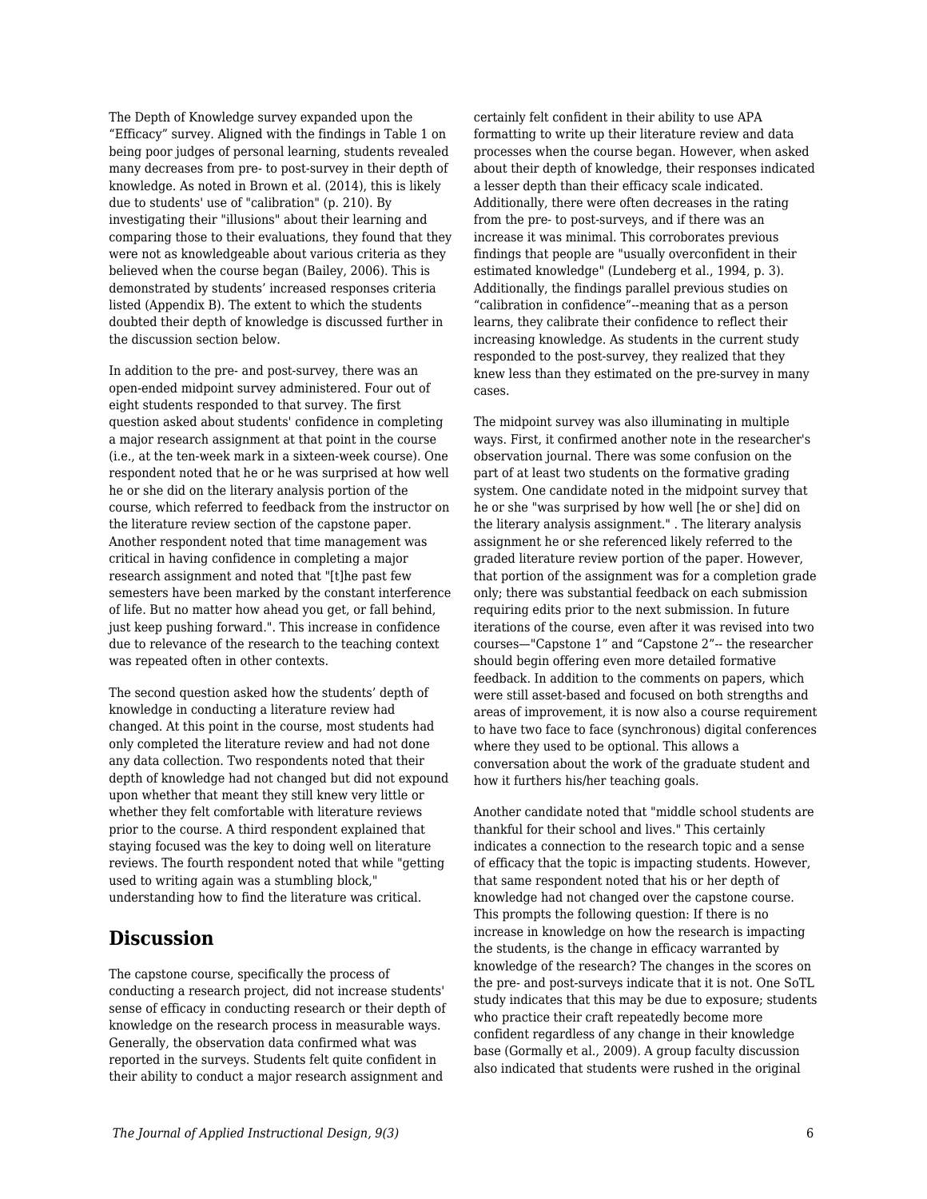The Depth of Knowledge survey expanded upon the "Efficacy" survey. Aligned with the findings in Table 1 on being poor judges of personal learning, students revealed many decreases from pre- to post-survey in their depth of knowledge. As noted in Brown et al. (2014), this is likely due to students' use of "calibration" (p. 210). By investigating their "illusions" about their learning and comparing those to their evaluations, they found that they were not as knowledgeable about various criteria as they believed when the course began (Bailey, 2006). This is demonstrated by students' increased responses criteria listed (Appendix B). The extent to which the students doubted their depth of knowledge is discussed further in the discussion section below.

In addition to the pre- and post-survey, there was an open-ended midpoint survey administered. Four out of eight students responded to that survey. The first question asked about students' confidence in completing a major research assignment at that point in the course (i.e., at the ten-week mark in a sixteen-week course). One respondent noted that he or she was surprised at how well he or she did on the literary analysis portion of the course, which referred to feedback from the instructor on the literature review section of the capstone paper. Another respondent noted that time management was critical in having confidence in completing a major research assignment and noted that "[t]he past few semesters have been marked by the constant interference of life. But no matter how ahead you get, or fall behind, just keep pushing forward.". This increase in confidence due to relevance of the research to the teaching context was repeated often in other contexts.

The second question asked how the students' depth of knowledge in conducting a literature review had changed. At this point in the course, most students had only completed the literature review and had not done any data collection. Two respondents noted that their depth of knowledge had not changed but did not expound upon whether that meant they still knew very little or whether they felt comfortable with literature reviews prior to the course. A third respondent explained that staying focused was the key to doing well on literature reviews. The fourth respondent noted that while "getting used to writing again was a stumbling block," understanding how to find the literature was critical.

## Discussion

The capstone course, specifically the process of conducting a research project, did not increase students' sense of efficacy in conducting research or their depth of knowledge on the research process in measurable ways. Generally, the observation data confirmed what was reported in the surveys. Students felt quite confident in their ability to conduct a major research assignment and certainly felt confident in their ability to use APA formatting to write up their literature review and data processes when the course began. However, when asked about their depth of knowledge, their responses indicated a lesser depth than their efficacy scale indicated. Additionally, there were often decreases in the rating from the pre- to post-surveys, and if there was an increase it was minimal. This corroborates previous findings that people are "usually overconfident in their estimated knowledge" (Lundeberg et al., 1994, p. 3). Additionally, the findings parallel previous studies on "calibration in confidence"--meaning that as a person learns, they calibrate their confidence to reflect their increasing knowledge. As students in the current study responded to the post-survey, they realized that they knew less than they estimated on the pre-survey in many cases.

The midpoint survey was also illuminating in multiple ways. First, it confirmed another note in the researcher's observation journal. There was some confusion on the part of at least two students on the formative grading system. One candidate noted in the midpoint survey that he or she "was surprised by how well [he or she] did on the literary analysis assignment." . The literary analysis assignment he or she referenced likely referred to the graded literature review portion of the paper. However, that portion of the assignment was for a completion grade only; there was substantial feedback on each submission requiring edits prior to the next submission. In future iterations of the course, even after it was revised into two courses—"Capstone 1" and "Capstone 2"-- the researcher should begin offering even more detailed formative feedback. In addition to the comments on papers, which were still asset-based and focused on both strengths and areas of improvement, it is now also a course requirement to have two face to face (synchronous) digital conferences where they used to be optional. This allows a conversation about the work of the graduate student and how it furthers his/her teaching goals.

Another candidate noted that "middle school students are thankful for their school and lives." This certainly indicates a connection to the research topic and a sense of efficacy that the topic is impacting students. However, that same respondent noted that his or her depth of knowledge had not changed over the capstone course. This prompts the following question: If there is no increase in knowledge on how the research is impacting the students, is the change in efficacy warranted by knowledge of the research? The changes in the scores on the pre- and post-surveys indicate that it is not. One SoTL study indicates that this may be due to exposure; students who practice their craft repeatedly become more confident regardless of any change in their knowledge base (Gormally et al., 2009). A group faculty discussion also indicated that students were rushed in the original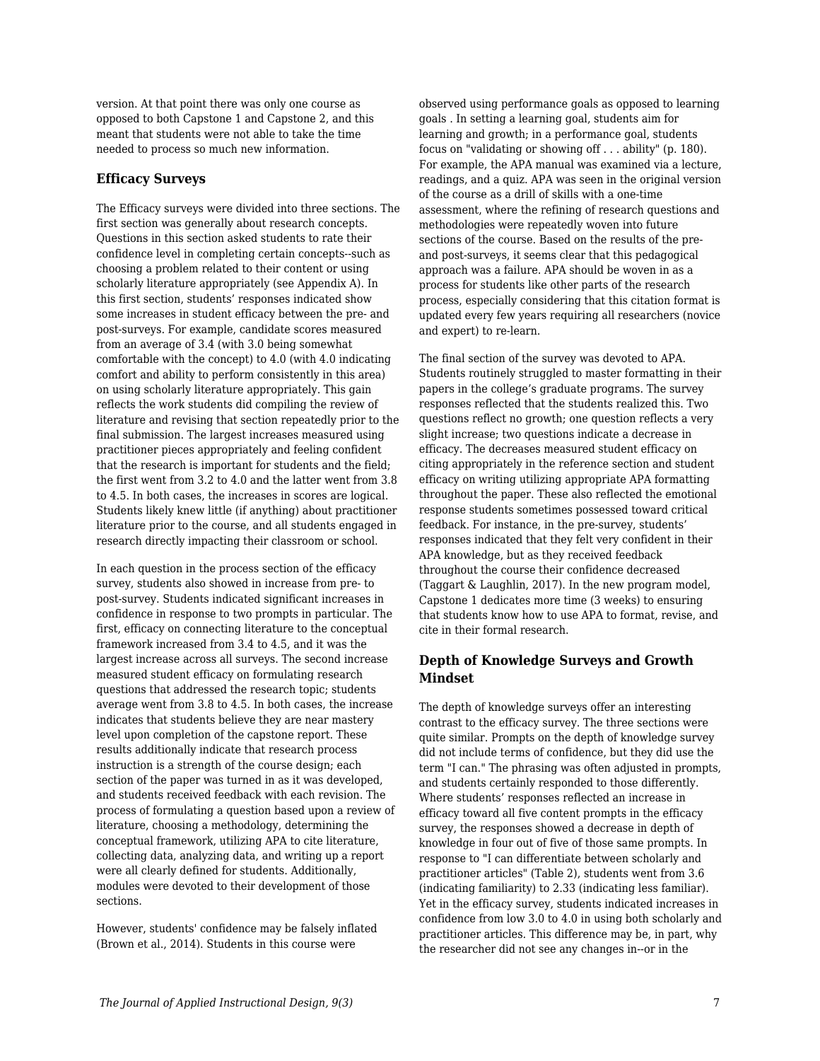version. At that point there was only one course as opposed to both Capstone 1 and Capstone 2, and this meant that students were not able to take the time needed to process so much new information.

### Efficacy Surveys

The Efficacy surveys were divided into three sections. The first section was generally about research concepts. Questions in this section asked students to rate their confidence level in completing certain concepts--such as choosing a problem related to their content or using scholarly literature appropriately (see Appendix A). In this first section, students' responses indicated show some increases in student efficacy between the pre- and post-surveys. For example, candidate scores measured from an average of 3.4 (with 3.0 being somewhat comfortable with the concept) to 4.0 (with 4.0 indicating comfort and ability to perform consistently in this area) on using scholarly literature appropriately. This gain reflects the work students did compiling the review of literature and revising that section repeatedly prior to the final submission. The largest increases measured using practitioner pieces appropriately and feeling confident that the research is important for students and the field; the first went from 3.2 to 4.0 and the latter went from 3.8 to 4.5. In both cases, the increases in scores are logical. Students likely knew little (if anything) about practitioner literature prior to the course, and all students engaged in research directly impacting their classroom or school.

In each question in the process section of the efficacy survey, students also showed in increase from pre- to post-survey. Students indicated significant increases in confidence in response to two prompts in particular. The first, efficacy on connecting literature to the conceptual framework increased from 3.4 to 4.5, and it was the largest increase across all surveys. The second increase measured student efficacy on formulating research questions that addressed the research topic; students average went from 3.8 to 4.5. In both cases, the increase indicates that students believe they are near mastery level upon completion of the capstone report. These results additionally indicate that research process instruction is a strength of the course design; each section of the paper was turned in as it was developed, and students received feedback with each revision. The process of formulating a question based upon a review of literature, choosing a methodology, determining the conceptual framework, utilizing APA to cite literature, collecting data, analyzing data, and writing up a report were all clearly defined for students. Additionally, modules were devoted to their development of those sections.

However, students' confidence may be falsely inflated (Brown et al., 2014). Students in this course were observed using performance goals as opposed to learning goals . In setting a learning goal, students aim for learning and growth; in a performance goal, students focus on "validating or showing off . . . ability" (p. 180). For example, the APA manual was examined via a lecture, readings, and a quiz. APA was seen in the original version of the course as a drill of skills with a one-time assessment, where the refining of research questions and methodologies were repeatedly woven into future sections of the course. Based on the results of the pre- and post-surveys, it seems clear that this pedagogical approach was a failure. APA should be woven in as a process for students like other parts of the research process, especially considering that this citation format is updated every few years requiring all researchers (novice and expert) to re-learn.

The final section of the survey was devoted to APA. Students routinely struggled to master formatting in their papers in the college's graduate programs. The survey responses reflected that the students realized this. Two questions reflect no growth; one question reflects a very slight increase; two questions indicate a decrease in efficacy. The decreases measured student efficacy on citing appropriately in the reference section and student efficacy on writing utilizing appropriate APA formatting throughout the paper. These also reflected the emotional response students sometimes possessed toward critical feedback. For instance, in the pre-survey, students' responses indicated that they felt very confident in their APA knowledge, but as they received feedback throughout the course their confidence decreased (Taggart & Laughlin, 2017). In the new program model, Capstone 1 dedicates more time (3 weeks) to ensuring that students know how to use APA to format, revise, and cite in their formal research.

### Depth of Knowledge Surveys and Growth Mindset

The depth of knowledge surveys offer an interesting contrast to the efficacy survey. The three sections were quite similar. Prompts on the depth of knowledge survey did not include terms of confidence, but they did use the term "I can." The phrasing was often adjusted in prompts, and students certainly responded to those differently. Where students' responses reflected an increase in efficacy toward all five content prompts in the efficacy survey, the responses showed a decrease in depth of knowledge in four out of five of those same prompts. In response to "I can differentiate between scholarly and practitioner articles" (Table 2), students went from 3.6 (indicating familiarity) to 2.33 (indicating less familiar). Yet in the efficacy survey, students indicated increases in confidence from low 3.0 to 4.0 in using both scholarly and practitioner articles. This difference may be, in part, why the researcher did not see any changes in--or in the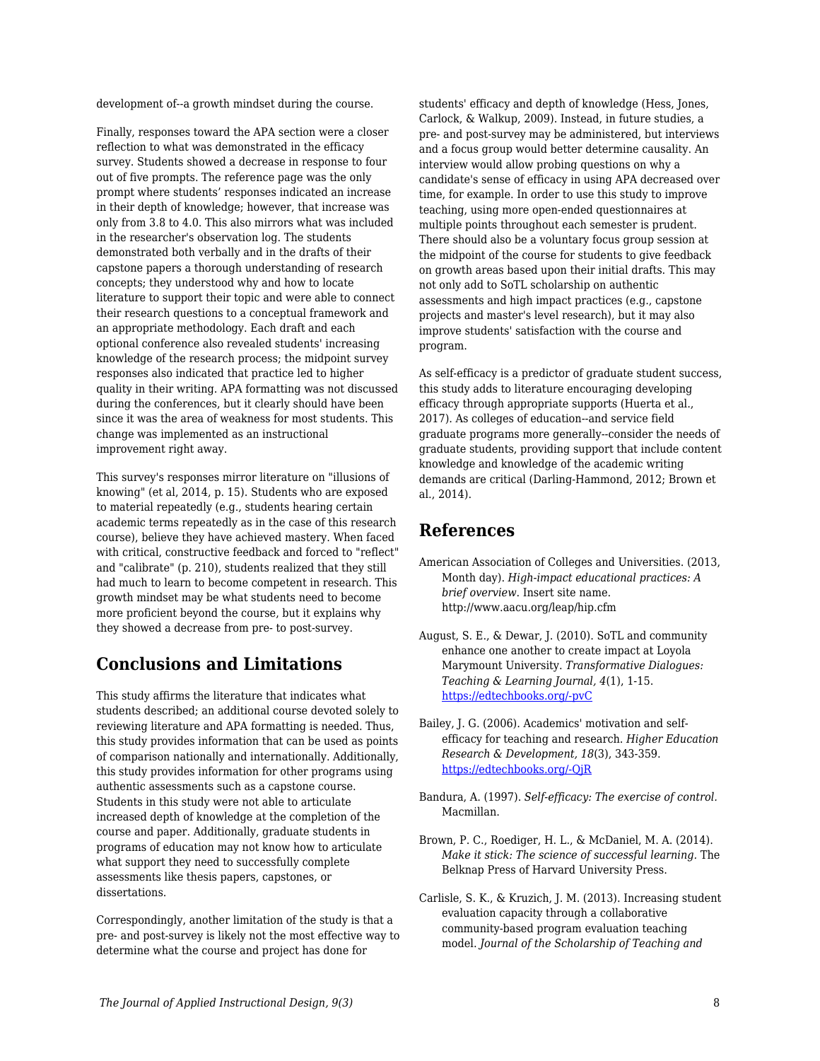development of--a growth mindset during the course.

Finally, responses toward the APA section were a closer reflection to what was demonstrated in the efficacy survey. Students showed a decrease in response to four out of five prompts. The reference page was the only prompt where students' responses indicated an increase in their depth of knowledge; however, that increase was only from 3.8 to 4.0. This also mirrors what was included in the researcher's observation log. The students demonstrated both verbally and in the drafts of their capstone papers a thorough understanding of research concepts; they understood why and how to locate literature to support their topic and were able to connect their research questions to a conceptual framework and an appropriate methodology. Each draft and each optional conference also revealed students' increasing knowledge of the research process; the midpoint survey responses also indicated that practice led to higher quality in their writing. APA formatting was not discussed during the conferences, but it clearly should have been since it was the area of weakness for most students. This change was implemented as an instructional improvement right away.

This survey's responses mirror literature on "illusions of knowing" (et al, 2014, p. 15). Students who are exposed to material repeatedly (e.g., students hearing certain academic terms repeatedly as in the case of this research course), believe they have achieved mastery. When faced with critical, constructive feedback and forced to "reflect" and "calibrate" (p. 210), students realized that they still had much to learn to become competent in research. This growth mindset may be what students need to become more proficient beyond the course, but it explains why they showed a decrease from pre- to post-survey.

## Conclusions and Limitations

This study affirms the literature that indicates what students described; an additional course devoted solely to reviewing literature and APA formatting is needed. Thus, this study provides information that can be used as points of comparison nationally and internationally. Additionally, this study provides information for other programs using authentic assessments such as a capstone course. Students in this study were not able to articulate increased depth of knowledge at the completion of the course and paper. Additionally, graduate students in programs of education may not know how to articulate what support they need to successfully complete assessments like thesis papers, capstones, or dissertations.

Correspondingly, another limitation of the study is that a pre- and post-survey is likely not the most effective way to determine what the course and project has done for students' efficacy and depth of knowledge (Hess, Jones, Carlock, & Walkup, 2009). Instead, in future studies, a pre- and post-survey may be administered, but interviews and a focus group would better determine causality. An interview would allow probing questions on why a candidate's sense of efficacy in using APA decreased over time, for example. In order to use this study to improve teaching, using more open-ended questionnaires at multiple points throughout each semester is prudent. There should also be a voluntary focus group session at the midpoint of the course for students to give feedback on growth areas based upon their initial drafts. This may not only add to SoTL scholarship on authentic assessments and high impact practices (e.g., capstone projects and master's level research), but it may also improve students' satisfaction with the course and program.

As self-efficacy is a predictor of graduate student success, this study adds to literature encouraging developing efficacy through appropriate supports (Huerta et al., 2017). As colleges of education--and service field graduate programs more generally--consider the needs of graduate students, providing support that include content knowledge and knowledge of the academic writing demands are critical (Darling-Hammond, 2012; Brown et al., 2014).

## References

American Association of Colleges and Universities. (2013, Month day). *High-impact educational practices: A brief overview*. Insert site name. http://www.aacu.org/leap/hip.cfm

August, S. E., & Dewar, J. (2010). SoTL and community enhance one another to create impact at Loyola Marymount University. *Transformative Dialogues: Teaching & Learning Journal, 4*(1), 1-15. https://edtechbooks.org/-pvC

Bailey, J. G. (2006). Academics' motivation and self-efficacy for teaching and research. *Higher Education Research & Development, 18*(3), 343-359. https://edtechbooks.org/-QjR

Bandura, A. (1997). *Self-efficacy: The exercise of control.* Macmillan.

Brown, P. C., Roediger, H. L., & McDaniel, M. A. (2014). *Make it stick: The science of successful learning.* The Belknap Press of Harvard University Press.

Carlisle, S. K., & Kruzich, J. M. (2013). Increasing student evaluation capacity through a collaborative community-based program evaluation teaching model. *Journal of the Scholarship of Teaching and*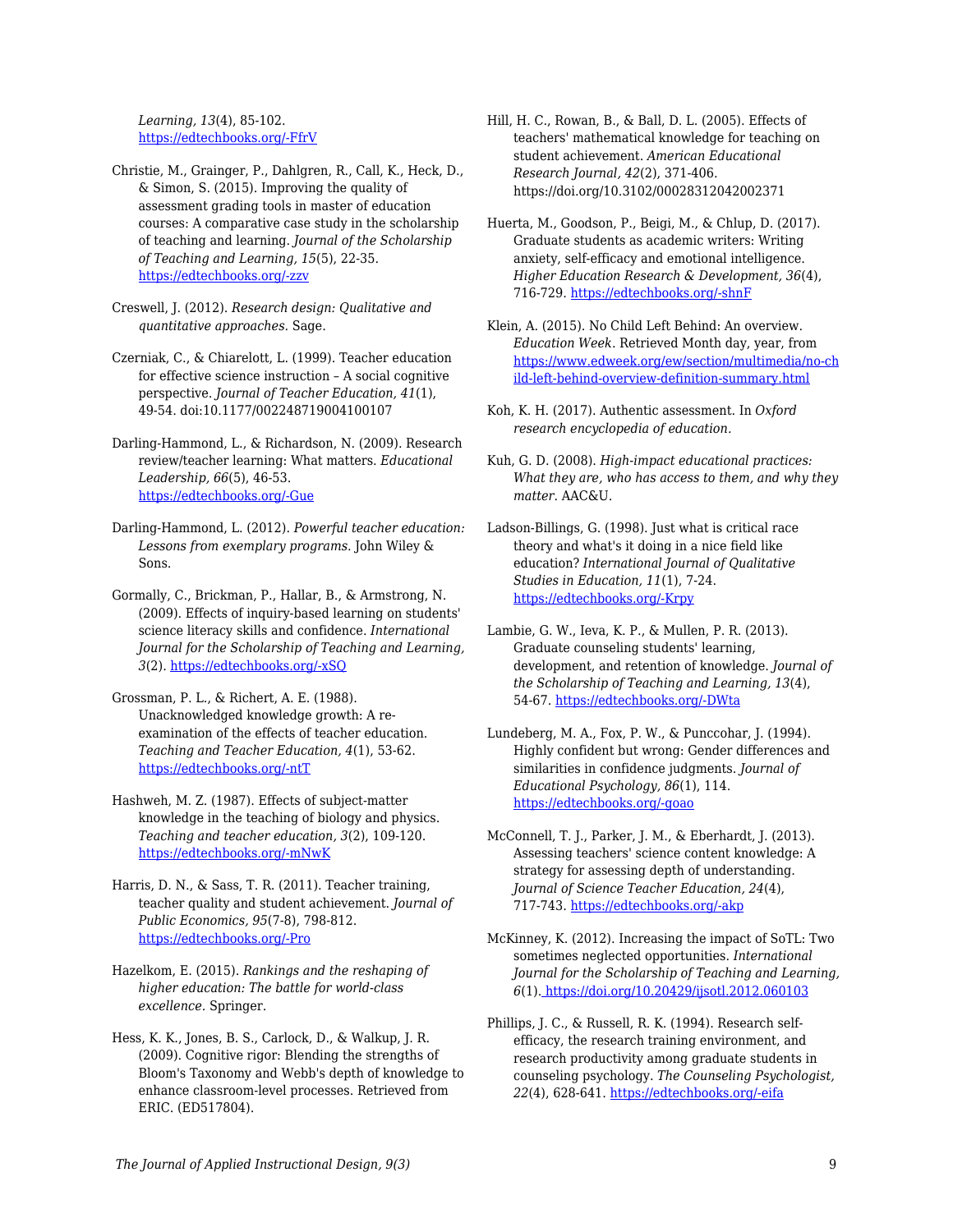*Learning, 13*(4), 85-102. https://edtechbooks.org/-FfrV

Christie, M., Grainger, P., Dahlgren, R., Call, K., Heck, D., & Simon, S. (2015). Improving the quality of assessment grading tools in master of education courses: A comparative case study in the scholarship of teaching and learning. *Journal of the Scholarship of Teaching and Learning, 15*(5), 22-35. https://edtechbooks.org/-zzv

Creswell, J. (2012). *Research design: Qualitative and quantitative approaches.* Sage.

Czerniak, C., & Chiarelott, L. (1999). Teacher education for effective science instruction – A social cognitive perspective. *Journal of Teacher Education, 41*(1), 49-54. doi:10.1177/002248719004100107

Darling-Hammond, L., & Richardson, N. (2009). Research review/teacher learning: What matters. *Educational Leadership, 66*(5), 46-53. https://edtechbooks.org/-Gue

Darling-Hammond, L. (2012). *Powerful teacher education: Lessons from exemplary programs.* John Wiley & Sons.

Gormally, C., Brickman, P., Hallar, B., & Armstrong, N. (2009). Effects of inquiry-based learning on students' science literacy skills and confidence. *International Journal for the Scholarship of Teaching and Learning, 3*(2). https://edtechbooks.org/-xSQ

Grossman, P. L., & Richert, A. E. (1988). Unacknowledged knowledge growth: A re-examination of the effects of teacher education. *Teaching and Teacher Education, 4*(1), 53-62. https://edtechbooks.org/-ntT

Hashweh, M. Z. (1987). Effects of subject-matter knowledge in the teaching of biology and physics. *Teaching and teacher education, 3*(2), 109-120. https://edtechbooks.org/-mNwK

Harris, D. N., & Sass, T. R. (2011). Teacher training, teacher quality and student achievement. *Journal of Public Economics, 95*(7-8), 798-812. https://edtechbooks.org/-Pro

Hazelkom, E. (2015). *Rankings and the reshaping of higher education: The battle for world-class excellence.* Springer.

Hess, K. K., Jones, B. S., Carlock, D., & Walkup, J. R. (2009). Cognitive rigor: Blending the strengths of Bloom's Taxonomy and Webb's depth of knowledge to enhance classroom-level processes. Retrieved from ERIC. (ED517804).

Hill, H. C., Rowan, B., & Ball, D. L. (2005). Effects of teachers' mathematical knowledge for teaching on student achievement. *American Educational Research Journal, 42*(2), 371-406. https://doi.org/10.3102/00028312042002371

Huerta, M., Goodson, P., Beigi, M., & Chlup, D. (2017). Graduate students as academic writers: Writing anxiety, self-efficacy and emotional intelligence. *Higher Education Research & Development, 36*(4), 716-729. https://edtechbooks.org/-shnF

Klein, A. (2015). No Child Left Behind: An overview. *Education Week*. Retrieved Month day, year, from https://www.edweek.org/ew/section/multimedia/no-child-left-behind-overview-definition-summary.html

Koh, K. H. (2017). Authentic assessment. In *Oxford research encyclopedia of education.*

Kuh, G. D. (2008). *High-impact educational practices: What they are, who has access to them, and why they matter.* AAC&U.

Ladson-Billings, G. (1998). Just what is critical race theory and what's it doing in a nice field like education? *International Journal of Qualitative Studies in Education, 11*(1), 7-24. https://edtechbooks.org/-Krpy

Lambie, G. W., Ieva, K. P., & Mullen, P. R. (2013). Graduate counseling students' learning, development, and retention of knowledge. *Journal of the Scholarship of Teaching and Learning, 13*(4), 54-67. https://edtechbooks.org/-DWta

Lundeberg, M. A., Fox, P. W., & Punccohar, J. (1994). Highly confident but wrong: Gender differences and similarities in confidence judgments. *Journal of Educational Psychology, 86*(1), 114. https://edtechbooks.org/-goao

McConnell, T. J., Parker, J. M., & Eberhardt, J. (2013). Assessing teachers' science content knowledge: A strategy for assessing depth of understanding. *Journal of Science Teacher Education, 24*(4), 717-743. https://edtechbooks.org/-akp

McKinney, K. (2012). Increasing the impact of SoTL: Two sometimes neglected opportunities. *International Journal for the Scholarship of Teaching and Learning, 6*(1). https://doi.org/10.20429/ijsotl.2012.060103

Phillips, J. C., & Russell, R. K. (1994). Research self-efficacy, the research training environment, and research productivity among graduate students in counseling psychology. *The Counseling Psychologist, 22*(4), 628-641. https://edtechbooks.org/-eifa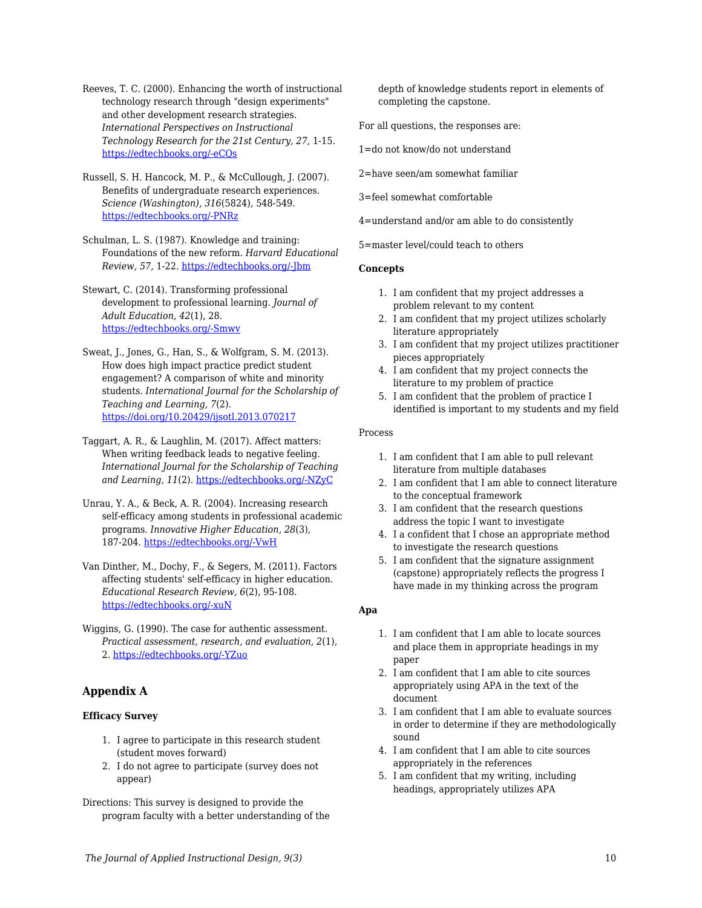Reeves, T. C. (2000). Enhancing the worth of instructional technology research through "design experiments" and other development research strategies. *International Perspectives on Instructional Technology Research for the 21st Century, 27*, 1-15. https://edtechbooks.org/-eCQs

Russell, S. H. Hancock, M. P., & McCullough, J. (2007). Benefits of undergraduate research experiences. *Science (Washington), 316*(5824), 548-549. https://edtechbooks.org/-PNRz

Schulman, L. S. (1987). Knowledge and training: Foundations of the new reform. *Harvard Educational Review, 57*, 1-22. https://edtechbooks.org/-Jbm

Stewart, C. (2014). Transforming professional development to professional learning. *Journal of Adult Education, 42*(1), 28. https://edtechbooks.org/-Smwv

Sweat, J., Jones, G., Han, S., & Wolfgram, S. M. (2013). How does high impact practice predict student engagement? A comparison of white and minority students. *International Journal for the Scholarship of Teaching and Learning, 7*(2). https://doi.org/10.20429/ijsotl.2013.070217

Taggart, A. R., & Laughlin, M. (2017). Affect matters: When writing feedback leads to negative feeling. *International Journal for the Scholarship of Teaching and Learning, 11*(2). https://edtechbooks.org/-NZyC

Unrau, Y. A., & Beck, A. R. (2004). Increasing research self-efficacy among students in professional academic programs. *Innovative Higher Education, 28*(3), 187-204. https://edtechbooks.org/-VwH

Van Dinther, M., Dochy, F., & Segers, M. (2011). Factors affecting students' self-efficacy in higher education. *Educational Research Review, 6*(2), 95-108. https://edtechbooks.org/-xuN

Wiggins, G. (1990). The case for authentic assessment. *Practical assessment, research, and evaluation, 2*(1), 2. https://edtechbooks.org/-YZuo

## Appendix A

**Efficacy Survey**

1. I agree to participate in this research student (student moves forward)
2. I do not agree to participate (survey does not appear)

Directions: This survey is designed to provide the program faculty with a better understanding of the depth of knowledge students report in elements of completing the capstone.

For all questions, the responses are:

1=do not know/do not understand

2=have seen/am somewhat familiar

3=feel somewhat comfortable

4=understand and/or am able to do consistently

5=master level/could teach to others

**Concepts**

1. I am confident that my project addresses a problem relevant to my content
2. I am confident that my project utilizes scholarly literature appropriately
3. I am confident that my project utilizes practitioner pieces appropriately
4. I am confident that my project connects the literature to my problem of practice
5. I am confident that the problem of practice I identified is important to my students and my field

Process

1. I am confident that I am able to pull relevant literature from multiple databases
2. I am confident that I am able to connect literature to the conceptual framework
3. I am confident that the research questions address the topic I want to investigate
4. I a confident that I chose an appropriate method to investigate the research questions
5. I am confident that the signature assignment (capstone) appropriately reflects the progress I have made in my thinking across the program

**Apa**

1. I am confident that I am able to locate sources and place them in appropriate headings in my paper
2. I am confident that I am able to cite sources appropriately using APA in the text of the document
3. I am confident that I am able to evaluate sources in order to determine if they are methodologically sound
4. I am confident that I am able to cite sources appropriately in the references
5. I am confident that my writing, including headings, appropriately utilizes APA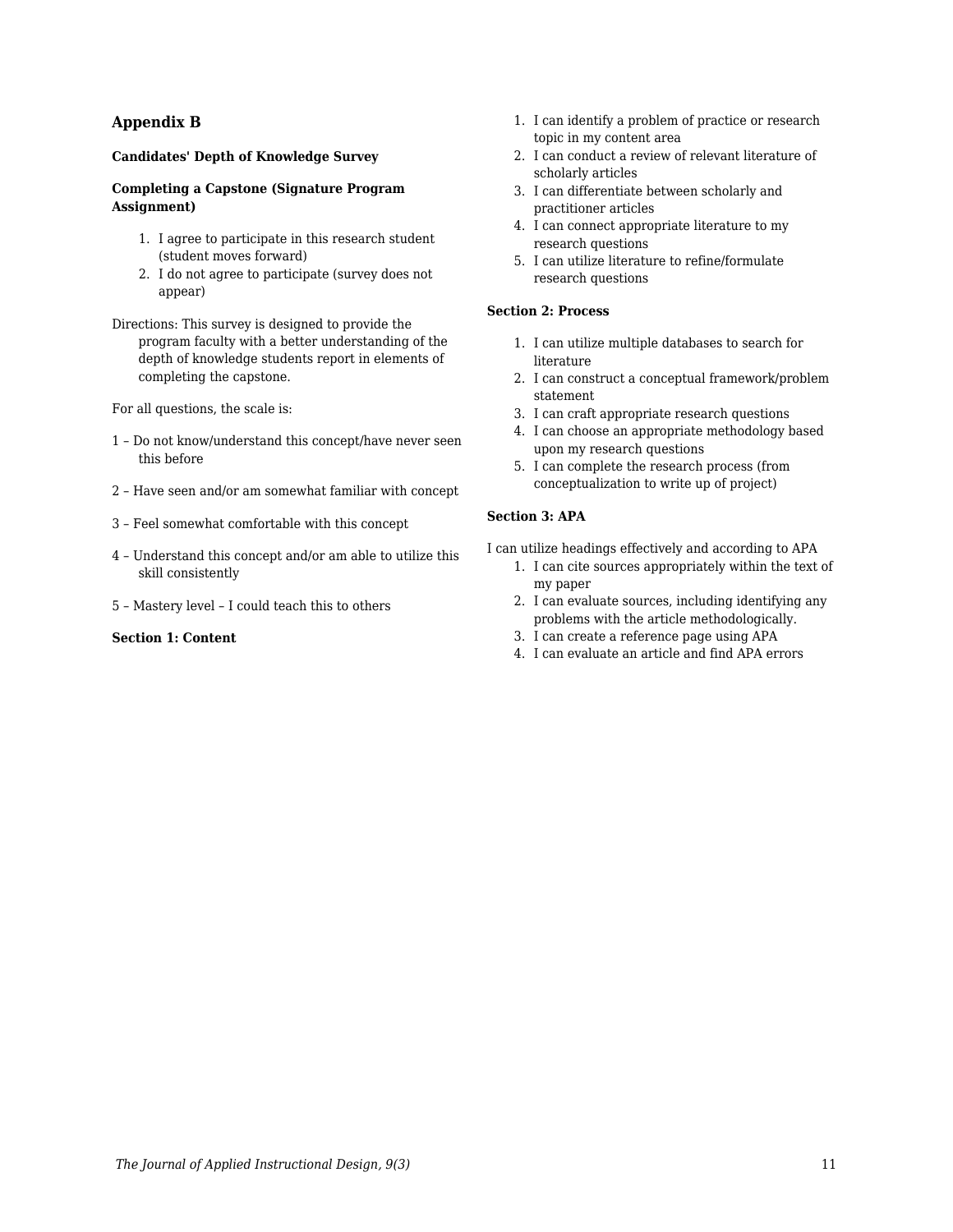## Appendix B

**Candidates' Depth of Knowledge Survey**

**Completing a Capstone (Signature Program Assignment)**

1. I agree to participate in this research student (student moves forward)
2. I do not agree to participate (survey does not appear)

Directions: This survey is designed to provide the program faculty with a better understanding of the depth of knowledge students report in elements of completing the capstone.

For all questions, the scale is:

1 – Do not know/understand this concept/have never seen this before

2 – Have seen and/or am somewhat familiar with concept

3 – Feel somewhat comfortable with this concept

4 – Understand this concept and/or am able to utilize this skill consistently

5 – Mastery level – I could teach this to others

**Section 1: Content**

1. I can identify a problem of practice or research topic in my content area
2. I can conduct a review of relevant literature of scholarly articles
3. I can differentiate between scholarly and practitioner articles
4. I can connect appropriate literature to my research questions
5. I can utilize literature to refine/formulate research questions

**Section 2: Process**

1. I can utilize multiple databases to search for literature
2. I can construct a conceptual framework/problem statement
3. I can craft appropriate research questions
4. I can choose an appropriate methodology based upon my research questions
5. I can complete the research process (from conceptualization to write up of project)

**Section 3: APA**

I can utilize headings effectively and according to APA

1. I can cite sources appropriately within the text of my paper
2. I can evaluate sources, including identifying any problems with the article methodologically.
3. I can create a reference page using APA
4. I can evaluate an article and find APA errors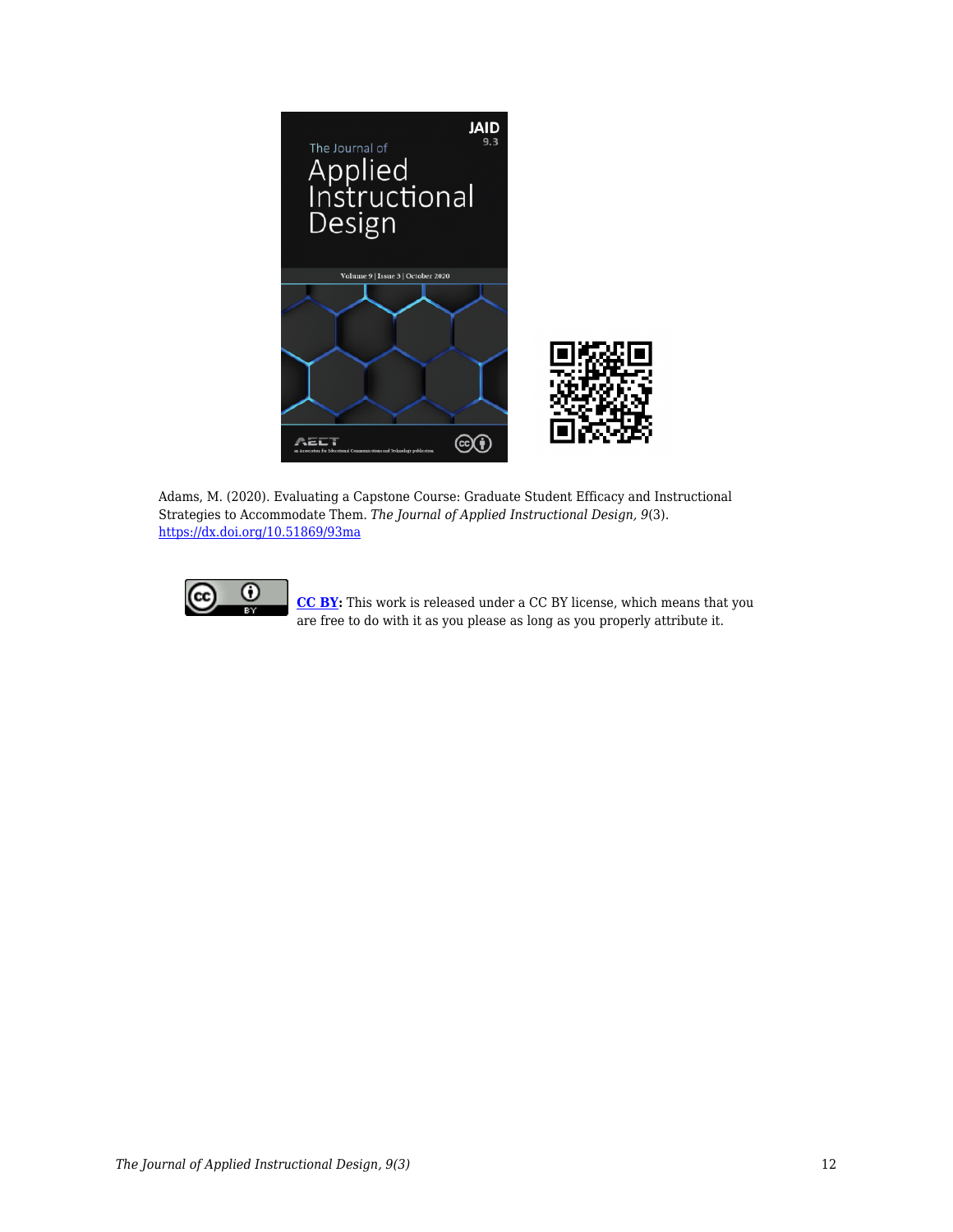Adams, M. (2020). Evaluating a Capstone Course: Graduate Student Efficacy and Instructional Strategies to Accommodate Them. *The Journal of Applied Instructional Design, 9*(3). https://dx.doi.org/10.51869/93ma

**CC BY:** This work is released under a CC BY license, which means that you are free to do with it as you please as long as you properly attribute it.